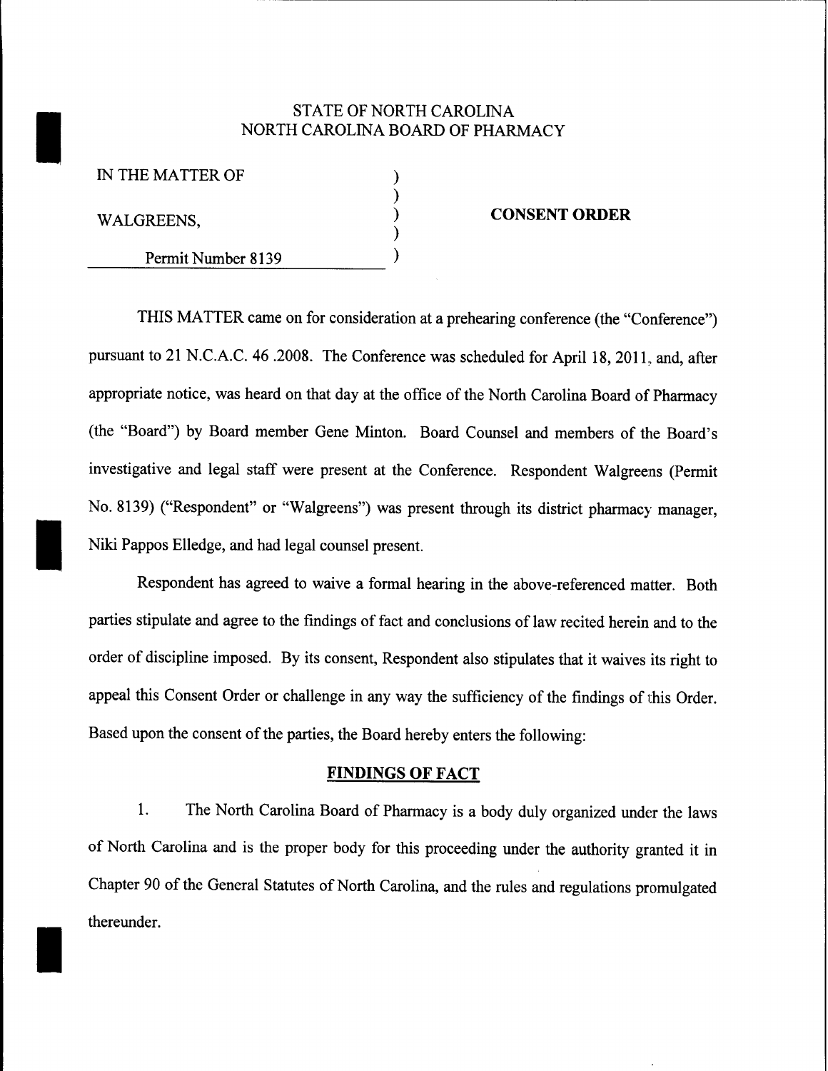STATE OF NORTH CAROLINA
NORTH CAROLINA BOARD OF PHARMACY

IN THE MATTER OF )
 )
WALGREENS, ) **CONSENT ORDER**
 )
Permit Number 8139 )

THIS MATTER came on for consideration at a prehearing conference (the "Conference") pursuant to 21 N.C.A.C. 46 .2008. The Conference was scheduled for April 18, 2011, and, after appropriate notice, was heard on that day at the office of the North Carolina Board of Pharmacy (the "Board") by Board member Gene Minton. Board Counsel and members of the Board's investigative and legal staff were present at the Conference. Respondent Walgreens (Permit No. 8139) ("Respondent" or "Walgreens") was present through its district pharmacy manager, Niki Pappos Elledge, and had legal counsel present.

Respondent has agreed to waive a formal hearing in the above-referenced matter. Both parties stipulate and agree to the findings of fact and conclusions of law recited herein and to the order of discipline imposed. By its consent, Respondent also stipulates that it waives its right to appeal this Consent Order or challenge in any way the sufficiency of the findings of this Order. Based upon the consent of the parties, the Board hereby enters the following:

## FINDINGS OF FACT

1. The North Carolina Board of Pharmacy is a body duly organized under the laws of North Carolina and is the proper body for this proceeding under the authority granted it in Chapter 90 of the General Statutes of North Carolina, and the rules and regulations promulgated thereunder.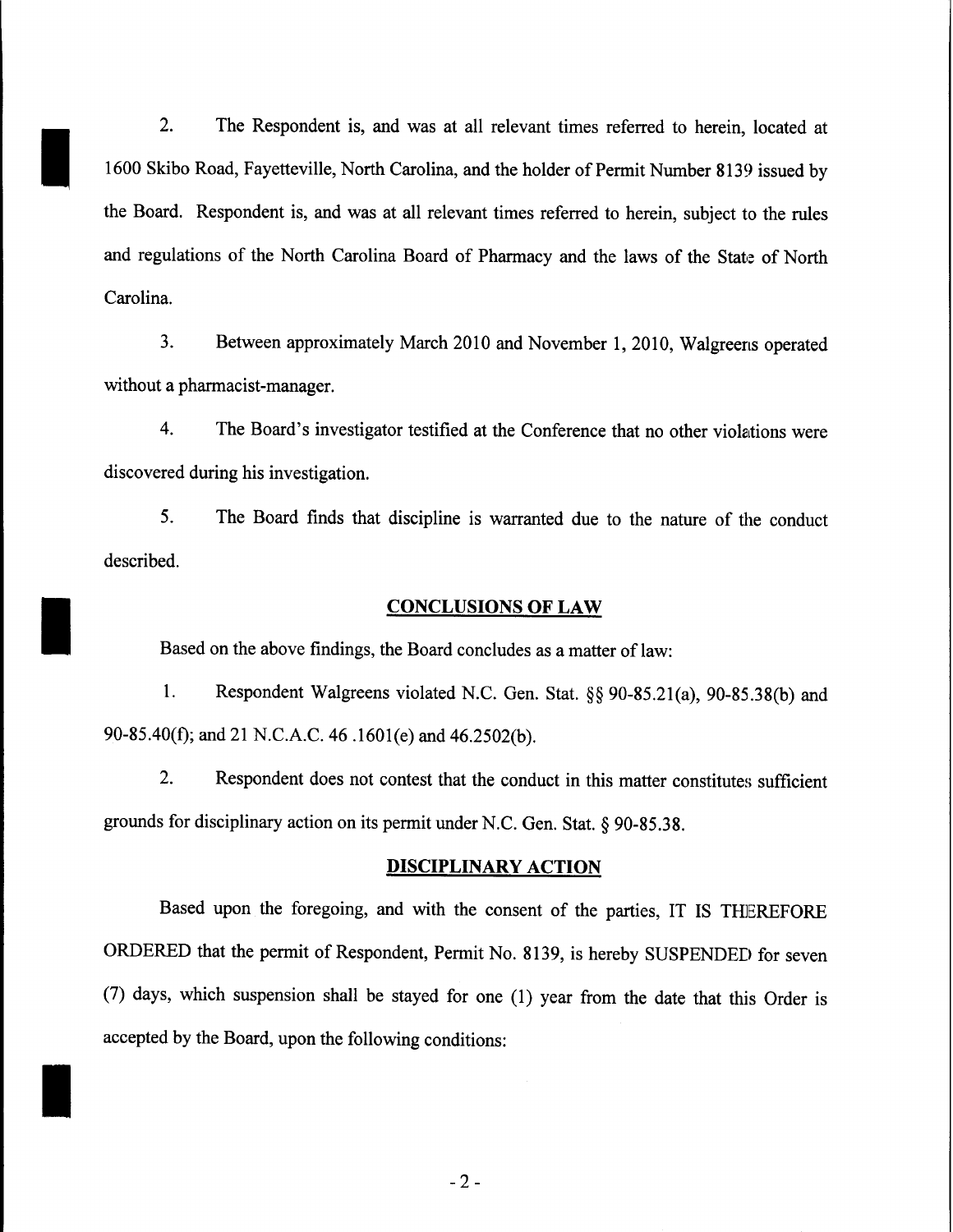2. The Respondent is, and was at all relevant times referred to herein, located at 1600 Skibo Road, Fayetteville, North Carolina, and the holder of Permit Number 8139 issued by the Board. Respondent is, and was at all relevant times referred to herein, subject to the rules and regulations of the North Carolina Board of Pharmacy and the laws of the State of North Carolina.

3. Between approximately March 2010 and November 1, 2010, Walgreens operated without a pharmacist-manager.

4. The Board's investigator testified at the Conference that no other violations were discovered during his investigation.

5. The Board finds that discipline is warranted due to the nature of the conduct described.

## CONCLUSIONS OF LAW

Based on the above findings, the Board concludes as a matter of law:

1. Respondent Walgreens violated N.C. Gen. Stat. §§ 90-85.21(a), 90-85.38(b) and 90-85.40(f); and 21 N.C.A.C. 46 .1601(e) and 46.2502(b).

2. Respondent does not contest that the conduct in this matter constitutes sufficient grounds for disciplinary action on its permit under N.C. Gen. Stat. § 90-85.38.

## DISCIPLINARY ACTION

Based upon the foregoing, and with the consent of the parties, IT IS THEREFORE ORDERED that the permit of Respondent, Permit No. 8139, is hereby SUSPENDED for seven (7) days, which suspension shall be stayed for one (1) year from the date that this Order is accepted by the Board, upon the following conditions: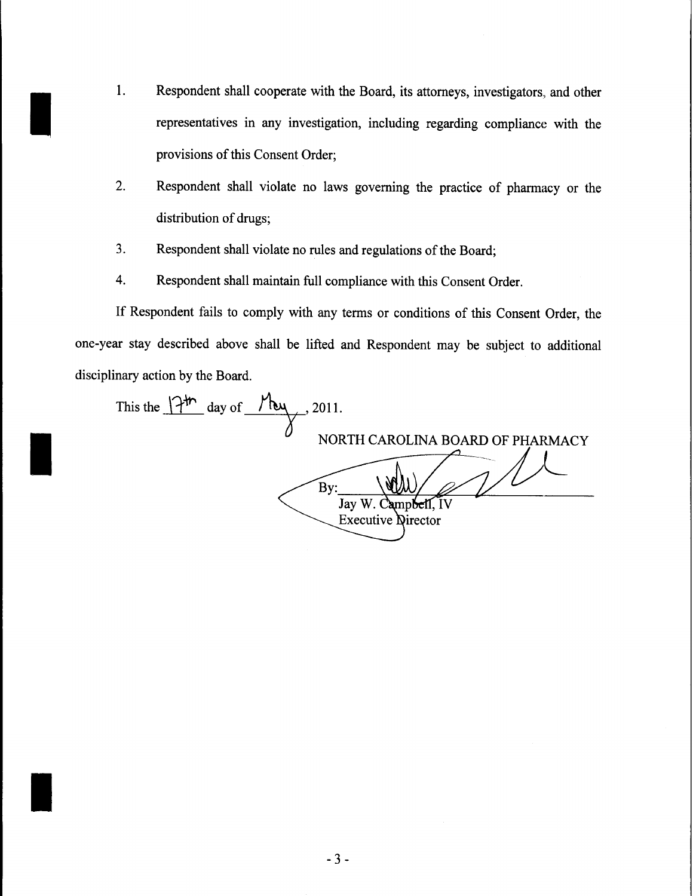1. Respondent shall cooperate with the Board, its attorneys, investigators, and other representatives in any investigation, including regarding compliance with the provisions of this Consent Order;

2. Respondent shall violate no laws governing the practice of pharmacy or the distribution of drugs;

3. Respondent shall violate no rules and regulations of the Board;

4. Respondent shall maintain full compliance with this Consent Order.

If Respondent fails to comply with any terms or conditions of this Consent Order, the one-year stay described above shall be lifted and Respondent may be subject to additional disciplinary action by the Board.

This the 17th day of May, 2011.

NORTH CAROLINA BOARD OF PHARMACY

By: ______________________
Jay W. Campbell, IV
Executive Director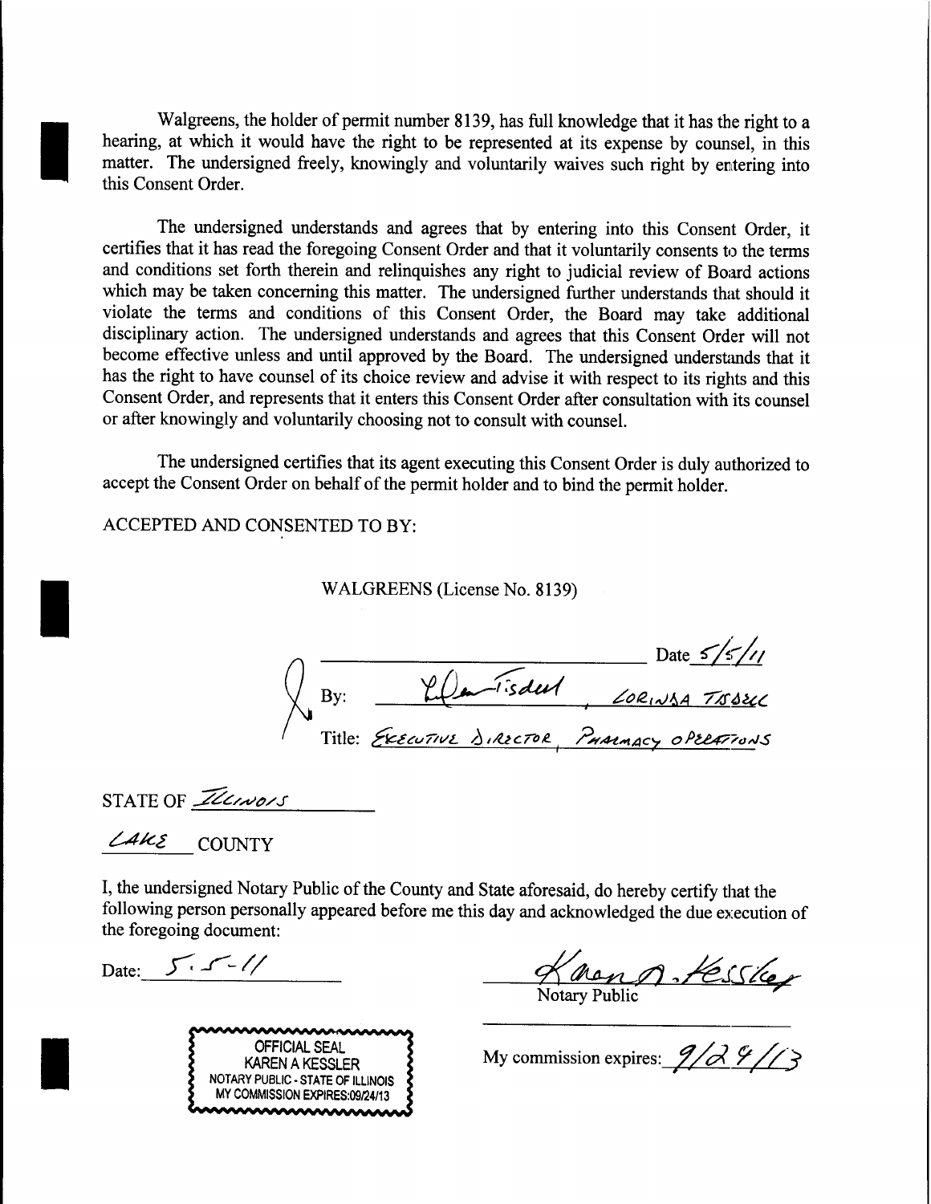Walgreens, the holder of permit number 8139, has full knowledge that it has the right to a hearing, at which it would have the right to be represented at its expense by counsel, in this matter. The undersigned freely, knowingly and voluntarily waives such right by entering into this Consent Order.

The undersigned understands and agrees that by entering into this Consent Order, it certifies that it has read the foregoing Consent Order and that it voluntarily consents to the terms and conditions set forth therein and relinquishes any right to judicial review of Board actions which may be taken concerning this matter. The undersigned further understands that should it violate the terms and conditions of this Consent Order, the Board may take additional disciplinary action. The undersigned understands and agrees that this Consent Order will not become effective unless and until approved by the Board. The undersigned understands that it has the right to have counsel of its choice review and advise it with respect to its rights and this Consent Order, and represents that it enters this Consent Order after consultation with its counsel or after knowingly and voluntarily choosing not to consult with counsel.

The undersigned certifies that its agent executing this Consent Order is duly authorized to accept the Consent Order on behalf of the permit holder and to bind the permit holder.

ACCEPTED AND CONSENTED TO BY:

WALGREENS (License No. 8139)

Date 5/5/11

By: *[signature]*, LORINDA TISDELL

Title: EXECUTIVE DIRECTOR, PHARMACY OPERATIONS

STATE OF ILLINOIS

LAKE COUNTY

I, the undersigned Notary Public of the County and State aforesaid, do hereby certify that the following person personally appeared before me this day and acknowledged the due execution of the foregoing document:

Date: 5-5-11

*[signature]* Karen A. Kessler
Notary Public

OFFICIAL SEAL
KAREN A KESSLER
NOTARY PUBLIC - STATE OF ILLINOIS
MY COMMISSION EXPIRES:09/24/13

My commission expires: 9/24/13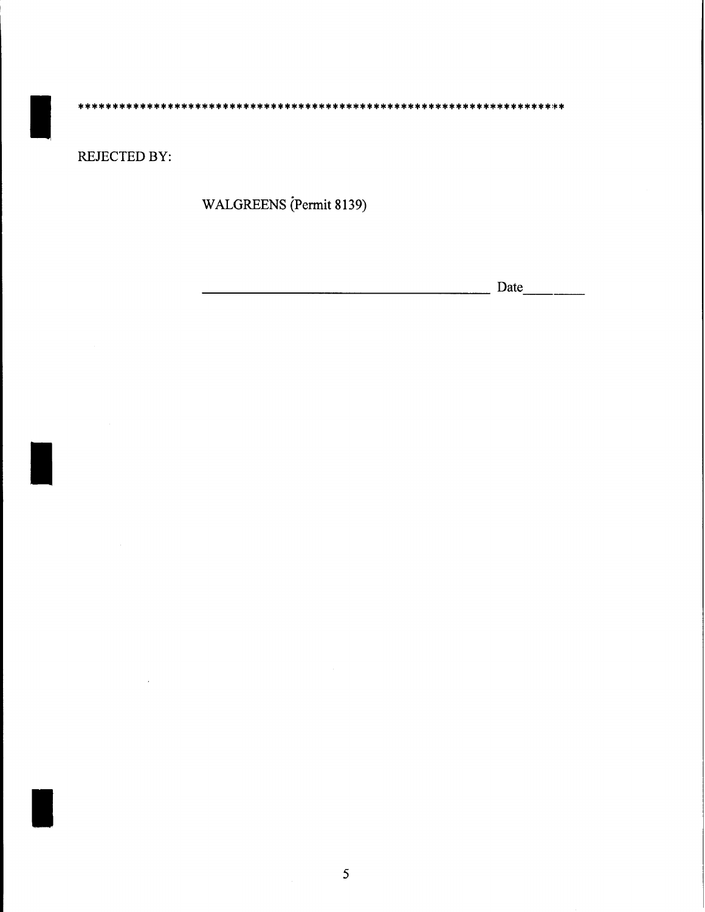*************************************************************************

REJECTED BY:

WALGREENS (Permit 8139)

_________________________________________ Date_________